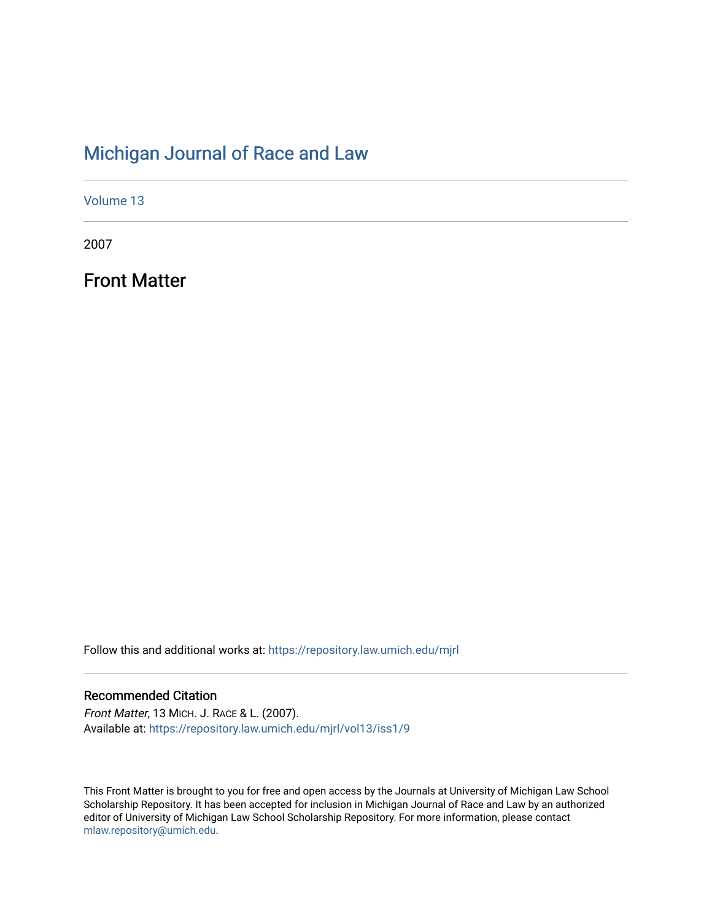# Michigan Journal of Race and Law

Volume 13

2007

## Front Matter

Follow this and additional works at: https://repository.law.umich.edu/mjrl

### Recommended Citation

*Front Matter*, 13 MICH. J. RACE & L. (2007).
Available at: https://repository.law.umich.edu/mjrl/vol13/iss1/9

This Front Matter is brought to you for free and open access by the Journals at University of Michigan Law School Scholarship Repository. It has been accepted for inclusion in Michigan Journal of Race and Law by an authorized editor of University of Michigan Law School Scholarship Repository. For more information, please contact mlaw.repository@umich.edu.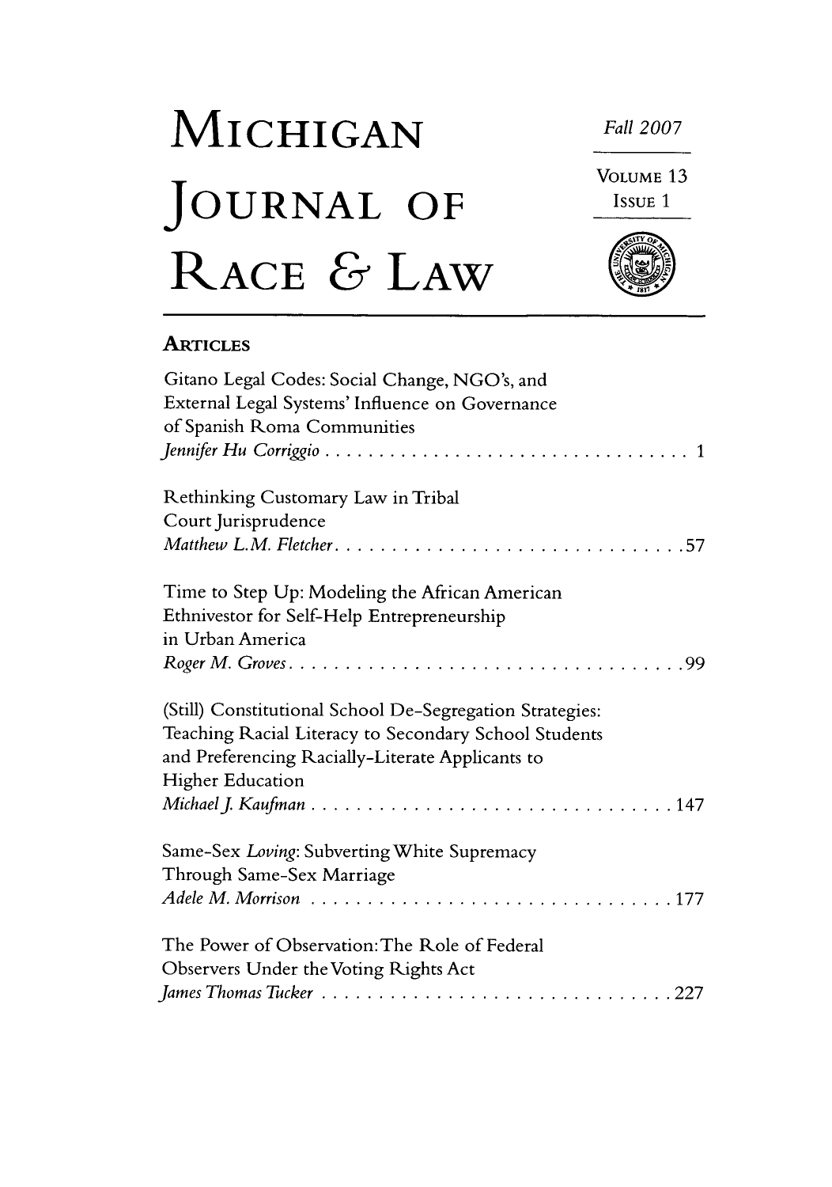# MICHIGAN JOURNAL OF RACE & LAW

Fall 2007

VOLUME 13
ISSUE 1

## ARTICLES

Gitano Legal Codes: Social Change, NGO's, and External Legal Systems' Influence on Governance of Spanish Roma Communities
*Jennifer Hu Corriggio* . . . . . . . . . . . . . . . . . . . . . . . . . . . . . . . . . . 1

Rethinking Customary Law in Tribal Court Jurisprudence
*Matthew L.M. Fletcher* . . . . . . . . . . . . . . . . . . . . . . . . . . . . . . . 57

Time to Step Up: Modeling the African American Ethnivestor for Self-Help Entrepreneurship in Urban America
*Roger M. Groves* . . . . . . . . . . . . . . . . . . . . . . . . . . . . . . . . . . . 99

(Still) Constitutional School De-Segregation Strategies: Teaching Racial Literacy to Secondary School Students and Preferencing Racially-Literate Applicants to Higher Education
*Michael J. Kaufman* . . . . . . . . . . . . . . . . . . . . . . . . . . . . . . . . 147

Same-Sex *Loving*: Subverting White Supremacy Through Same-Sex Marriage
*Adele M. Morrison* . . . . . . . . . . . . . . . . . . . . . . . . . . . . . . . . 177

The Power of Observation: The Role of Federal Observers Under the Voting Rights Act
*James Thomas Tucker* . . . . . . . . . . . . . . . . . . . . . . . . . . . . . . . 227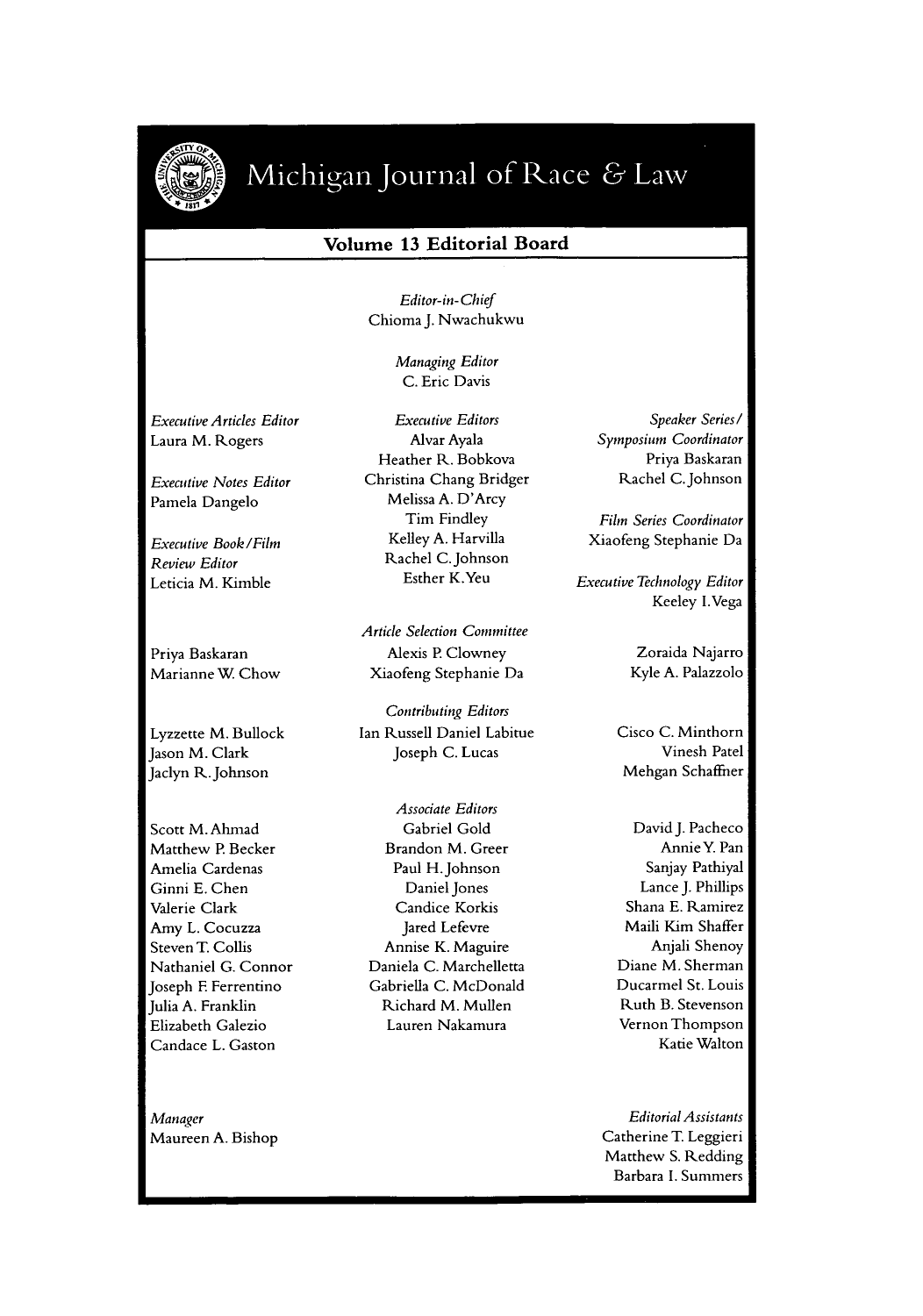# Michigan Journal of Race & Law

## Volume 13 Editorial Board

*Editor-in-Chief*
Chioma J. Nwachukwu

*Managing Editor*
C. Eric Davis

*Executive Articles Editor*
Laura M. Rogers

*Executive Notes Editor*
Pamela Dangelo

*Executive Book/Film Review Editor*
Leticia M. Kimble

*Executive Editors*
Alvar Ayala
Heather R. Bobkova
Christina Chang Bridger
Melissa A. D'Arcy
Tim Findley
Kelley A. Harvilla
Rachel C. Johnson
Esther K. Yeu

*Speaker Series/ Symposium Coordinator*
Priya Baskaran
Rachel C. Johnson

*Film Series Coordinator*
Xiaofeng Stephanie Da

*Executive Technology Editor*
Keeley I. Vega

*Article Selection Committee*
Priya Baskaran
Marianne W. Chow
Alexis P. Clowney
Xiaofeng Stephanie Da
Zoraida Najarro
Kyle A. Palazzolo

*Contributing Editors*
Lyzzette M. Bullock
Jason M. Clark
Jaclyn R. Johnson
Ian Russell Daniel Labitue
Joseph C. Lucas
Cisco C. Minthorn
Vinesh Patel
Mehgan Schaffner

*Associate Editors*
Scott M. Ahmad
Matthew P. Becker
Amelia Cardenas
Ginni E. Chen
Valerie Clark
Amy L. Cocuzza
Steven T. Collis
Nathaniel G. Connor
Joseph F. Ferrentino
Julia A. Franklin
Elizabeth Galezio
Candace L. Gaston
Gabriel Gold
Brandon M. Greer
Paul H. Johnson
Daniel Jones
Candice Korkis
Jared Lefevre
Annise K. Maguire
Daniela C. Marchelletta
Gabriella C. McDonald
Richard M. Mullen
Lauren Nakamura
David J. Pacheco
Annie Y. Pan
Sanjay Pathiyal
Lance J. Phillips
Shana E. Ramirez
Maili Kim Shaffer
Anjali Shenoy
Diane M. Sherman
Ducarmel St. Louis
Ruth B. Stevenson
Vernon Thompson
Katie Walton

*Manager*
Maureen A. Bishop

*Editorial Assistants*
Catherine T. Leggieri
Matthew S. Redding
Barbara I. Summers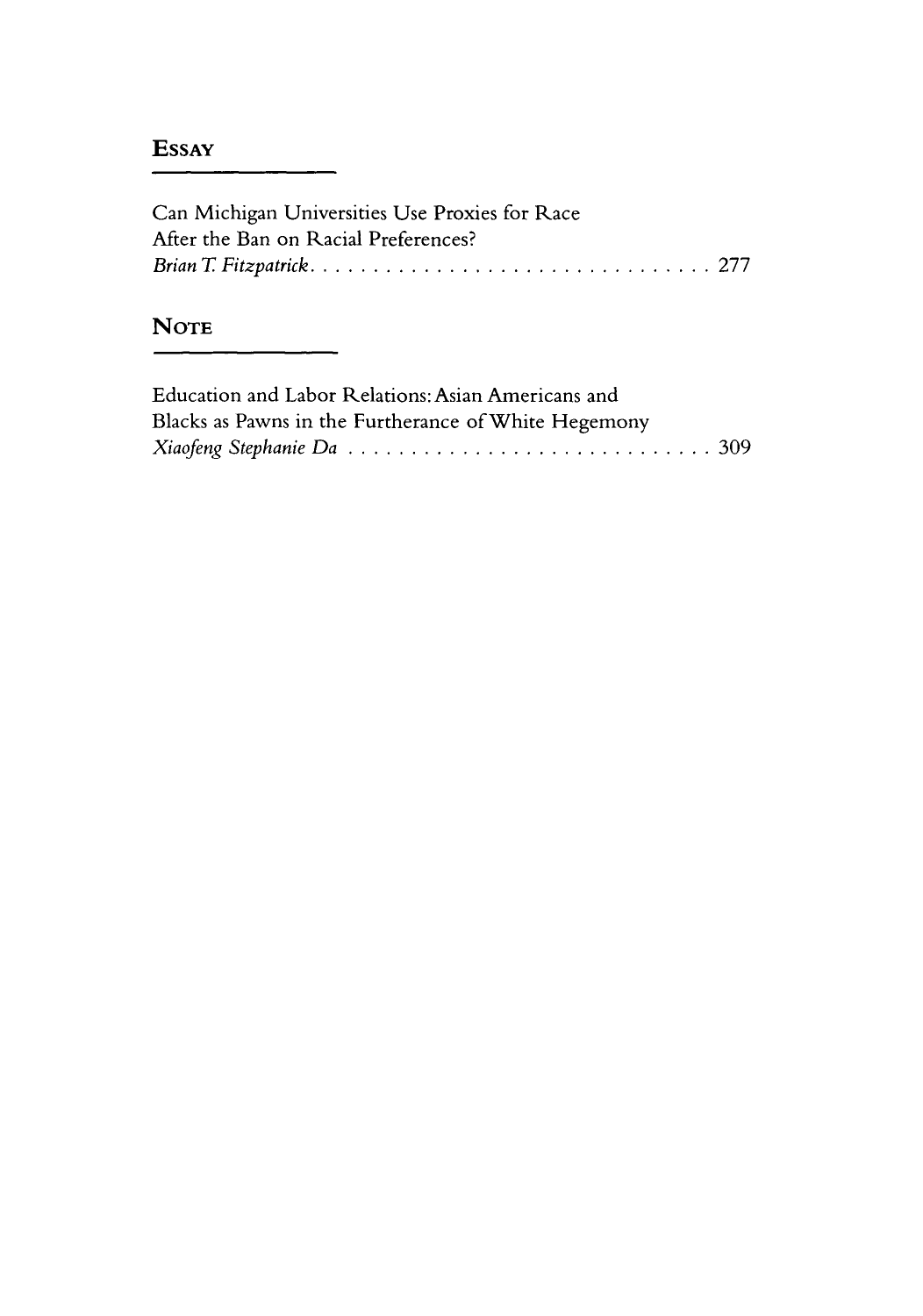## Essay

Can Michigan Universities Use Proxies for Race After the Ban on Racial Preferences?
*Brian T. Fitzpatrick* . . . . . . . . . . . . . . . . . . . . . . . . . . . . . . . . 277

## Note

Education and Labor Relations: Asian Americans and Blacks as Pawns in the Furtherance of White Hegemony
*Xiaofeng Stephanie Da* . . . . . . . . . . . . . . . . . . . . . . . . . . . . 309